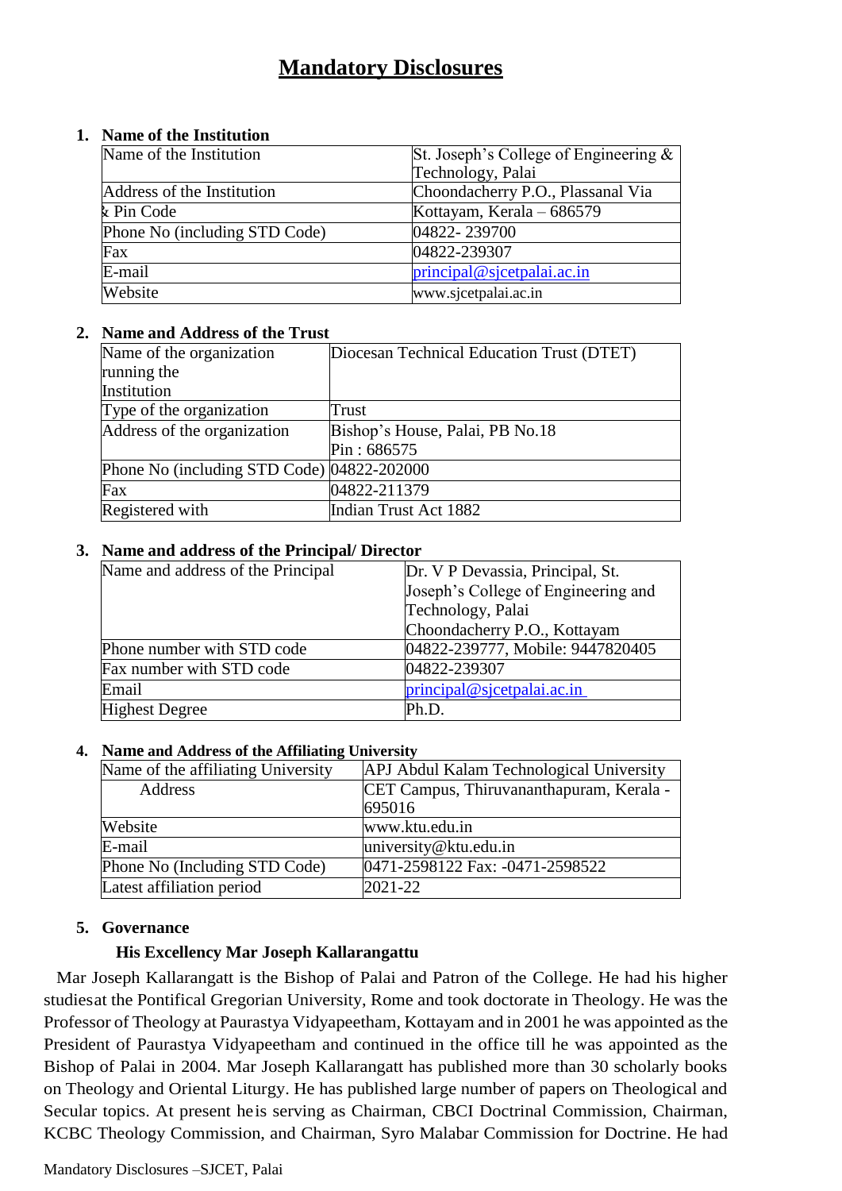# Mandatory Disclosures

## 1. Name of the Institution

| | |
|---|---|
| Name of the Institution | St. Joseph's College of Engineering & Technology, Palai |
| Address of the Institution | Choondacherry P.O., Plassanal Via |
| & Pin Code | Kottayam, Kerala – 686579 |
| Phone No (including STD Code) | 04822- 239700 |
| Fax | 04822-239307 |
| E-mail | principal@sjcetpalai.ac.in |
| Website | www.sjcetpalai.ac.in |

## 2. Name and Address of the Trust

| | |
|---|---|
| Name of the organization running the Institution | Diocesan Technical Education Trust (DTET) |
| Type of the organization | Trust |
| Address of the organization | Bishop's House, Palai, PB No.18<br>Pin : 686575 |
| Phone No (including STD Code) | 04822-202000 |
| Fax | 04822-211379 |
| Registered with | Indian Trust Act 1882 |

## 3. Name and address of the Principal/ Director

| | |
|---|---|
| Name and address of the Principal | Dr. V P Devassia, Principal, St. Joseph's College of Engineering and Technology, Palai<br>Choondacherry P.O., Kottayam |
| Phone number with STD code | 04822-239777, Mobile: 9447820405 |
| Fax number with STD code | 04822-239307 |
| Email | principal@sjcetpalai.ac.in |
| Highest Degree | Ph.D. |

## 4. Name and Address of the Affiliating University

| | |
|---|---|
| Name of the affiliating University | APJ Abdul Kalam Technological University |
| Address | CET Campus, Thiruvananthapuram, Kerala - 695016 |
| Website | www.ktu.edu.in |
| E-mail | university@ktu.edu.in |
| Phone No (Including STD Code) | 0471-2598122 Fax: -0471-2598522 |
| Latest affiliation period | 2021-22 |

## 5. Governance

### His Excellency Mar Joseph Kallarangattu

Mar Joseph Kallarangatt is the Bishop of Palai and Patron of the College. He had his higher studiesat the Pontifical Gregorian University, Rome and took doctorate in Theology. He was the Professor of Theology at Paurastya Vidyapeetham, Kottayam and in 2001 he was appointed as the President of Paurastya Vidyapeetham and continued in the office till he was appointed as the Bishop of Palai in 2004. Mar Joseph Kallarangatt has published more than 30 scholarly books on Theology and Oriental Liturgy. He has published large number of papers on Theological and Secular topics. At present heis serving as Chairman, CBCI Doctrinal Commission, Chairman, KCBC Theology Commission, and Chairman, Syro Malabar Commission for Doctrine. He had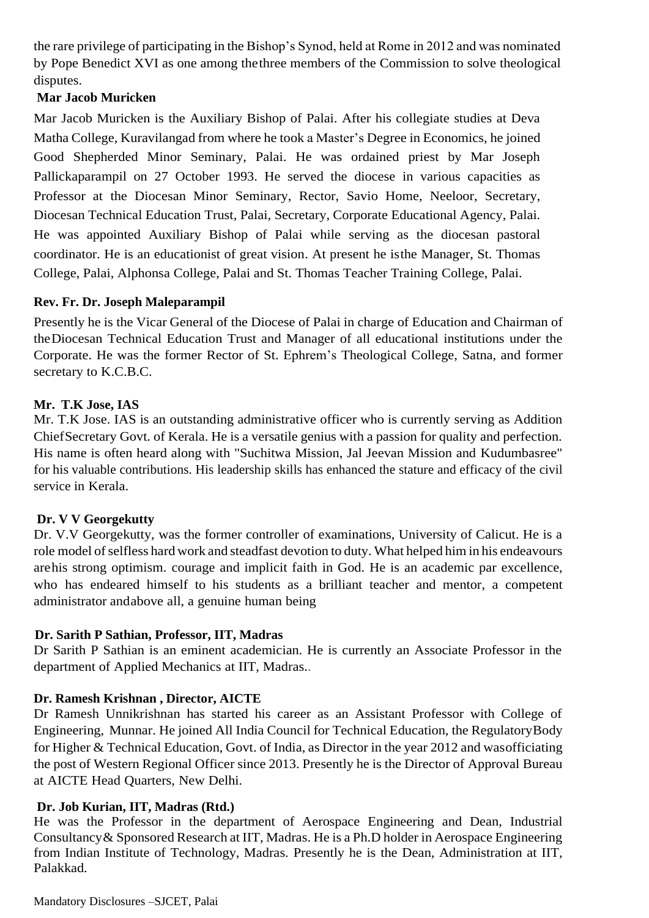the rare privilege of participating in the Bishop's Synod, held at Rome in 2012 and was nominated by Pope Benedict XVI as one among thethree members of the Commission to solve theological disputes.

**Mar Jacob Muricken**

Mar Jacob Muricken is the Auxiliary Bishop of Palai. After his collegiate studies at Deva Matha College, Kuravilangad from where he took a Master's Degree in Economics, he joined Good Shepherded Minor Seminary, Palai. He was ordained priest by Mar Joseph Pallickaparampil on 27 October 1993. He served the diocese in various capacities as Professor at the Diocesan Minor Seminary, Rector, Savio Home, Neeloor, Secretary, Diocesan Technical Education Trust, Palai, Secretary, Corporate Educational Agency, Palai. He was appointed Auxiliary Bishop of Palai while serving as the diocesan pastoral coordinator. He is an educationist of great vision. At present he isthe Manager, St. Thomas College, Palai, Alphonsa College, Palai and St. Thomas Teacher Training College, Palai.

**Rev. Fr. Dr. Joseph Maleparampil**

Presently he is the Vicar General of the Diocese of Palai in charge of Education and Chairman of theDiocesan Technical Education Trust and Manager of all educational institutions under the Corporate. He was the former Rector of St. Ephrem's Theological College, Satna, and former secretary to K.C.B.C.

**Mr. T.K Jose, IAS**

Mr. T.K Jose. IAS is an outstanding administrative officer who is currently serving as Addition ChiefSecretary Govt. of Kerala. He is a versatile genius with a passion for quality and perfection. His name is often heard along with "Suchitwa Mission, Jal Jeevan Mission and Kudumbasree" for his valuable contributions. His leadership skills has enhanced the stature and efficacy of the civil service in Kerala.

**Dr. V V Georgekutty**

Dr. V.V Georgekutty, was the former controller of examinations, University of Calicut. He is a role model of selfless hard work and steadfast devotion to duty. What helped him in his endeavours arehis strong optimism. courage and implicit faith in God. He is an academic par excellence, who has endeared himself to his students as a brilliant teacher and mentor, a competent administrator andabove all, a genuine human being

**Dr. Sarith P Sathian, Professor, IIT, Madras**

Dr Sarith P Sathian is an eminent academician. He is currently an Associate Professor in the department of Applied Mechanics at IIT, Madras..

**Dr. Ramesh Krishnan , Director, AICTE**

Dr Ramesh Unnikrishnan has started his career as an Assistant Professor with College of Engineering, Munnar. He joined All India Council for Technical Education, the RegulatoryBody for Higher & Technical Education, Govt. of India, as Director in the year 2012 and wasofficiating the post of Western Regional Officer since 2013. Presently he is the Director of Approval Bureau at AICTE Head Quarters, New Delhi.

**Dr. Job Kurian, IIT, Madras (Rtd.)**

He was the Professor in the department of Aerospace Engineering and Dean, Industrial Consultancy& Sponsored Research at IIT, Madras. He is a Ph.D holder in Aerospace Engineering from Indian Institute of Technology, Madras. Presently he is the Dean, Administration at IIT, Palakkad.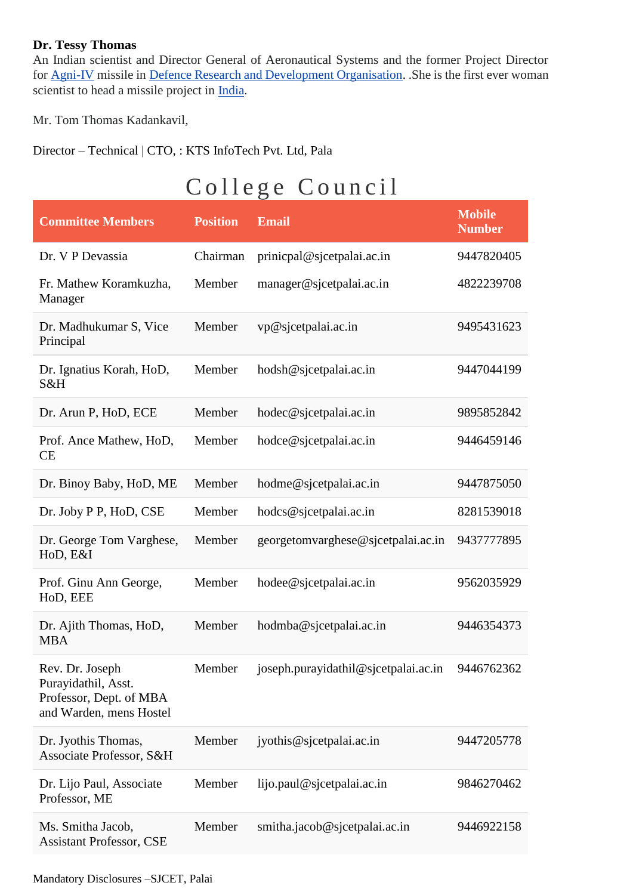**Dr. Tessy Thomas**
An Indian scientist and Director General of Aeronautical Systems and the former Project Director for Agni-IV missile in Defence Research and Development Organisation. .She is the first ever woman scientist to head a missile project in India.

Mr. Tom Thomas Kadankavil,

Director – Technical | CTO, : KTS InfoTech Pvt. Ltd, Pala

# College Council

| Committee Members | Position | Email | Mobile Number |
|---|---|---|---|
| Dr. V P Devassia | Chairman | prinicpal@sjcetpalai.ac.in | 9447820405 |
| Fr. Mathew Koramkuzha, Manager | Member | manager@sjcetpalai.ac.in | 4822239708 |
| Dr. Madhukumar S, Vice Principal | Member | vp@sjcetpalai.ac.in | 9495431623 |
| Dr. Ignatius Korah, HoD, S&H | Member | hodsh@sjcetpalai.ac.in | 9447044199 |
| Dr. Arun P, HoD, ECE | Member | hodec@sjcetpalai.ac.in | 9895852842 |
| Prof. Ance Mathew, HoD, CE | Member | hodce@sjcetpalai.ac.in | 9446459146 |
| Dr. Binoy Baby, HoD, ME | Member | hodme@sjcetpalai.ac.in | 9447875050 |
| Dr. Joby P P, HoD, CSE | Member | hodcs@sjcetpalai.ac.in | 8281539018 |
| Dr. George Tom Varghese, HoD, E&I | Member | georgetomvarghese@sjcetpalai.ac.in | 9437777895 |
| Prof. Ginu Ann George, HoD, EEE | Member | hodee@sjcetpalai.ac.in | 9562035929 |
| Dr. Ajith Thomas, HoD, MBA | Member | hodmba@sjcetpalai.ac.in | 9446354373 |
| Rev. Dr. Joseph Purayidathil, Asst. Professor, Dept. of MBA and Warden, mens Hostel | Member | joseph.purayidathil@sjcetpalai.ac.in | 9446762362 |
| Dr. Jyothis Thomas, Associate Professor, S&H | Member | jyothis@sjcetpalai.ac.in | 9447205778 |
| Dr. Lijo Paul, Associate Professor, ME | Member | lijo.paul@sjcetpalai.ac.in | 9846270462 |
| Ms. Smitha Jacob, Assistant Professor, CSE | Member | smitha.jacob@sjcetpalai.ac.in | 9446922158 |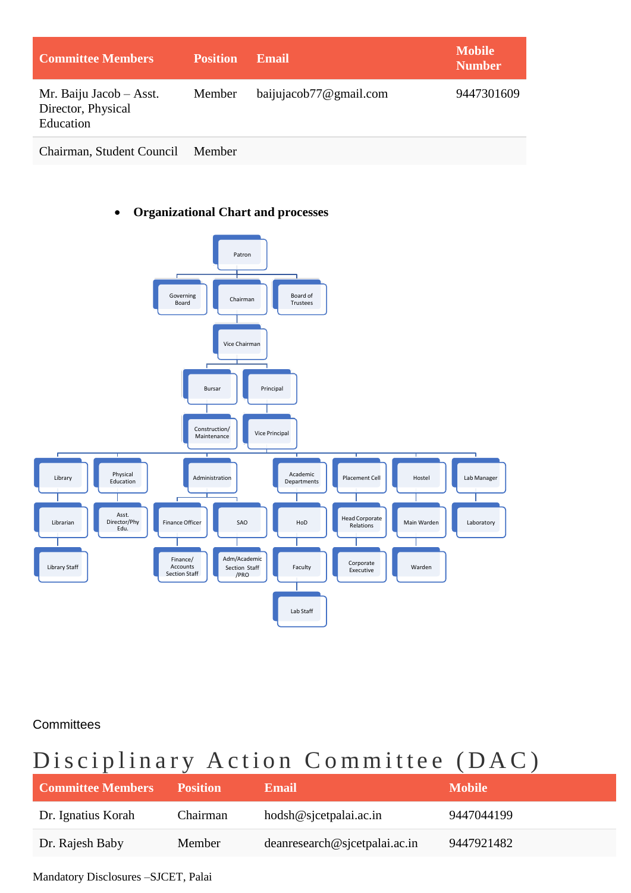| Committee Members | Position | Email | Mobile Number |
|---|---|---|---|
| Mr. Baiju Jacob – Asst. Director, Physical Education | Member | baijujacob77@gmail.com | 9447301609 |
| Chairman, Student Council | Member | | |

- **Organizational Chart and processes**

Patron
Governing Board
Chairman
Board of Trustees
Vice Chairman
Bursar
Principal
Construction/ Maintenance
Vice Principal
Library
Physical Education
Administration
Academic Departments
Placement Cell
Hostel
Lab Manager
Librarian
Asst. Director/Phy Edu.
Finance Officer
SAO
HoD
Head Corporate Relations
Main Warden
Laboratory
Library Staff
Finance/ Accounts Section Staff
Adm/Academic Section Staff /PRO
Faculty
Corporate Executive
Warden
Lab Staff

Committees

# Disciplinary Action Committee (DAC)

| Committee Members | Position | Email | Mobile |
|---|---|---|---|
| Dr. Ignatius Korah | Chairman | hodsh@sjcetpalai.ac.in | 9447044199 |
| Dr. Rajesh Baby | Member | deanresearch@sjcetpalai.ac.in | 9447921482 |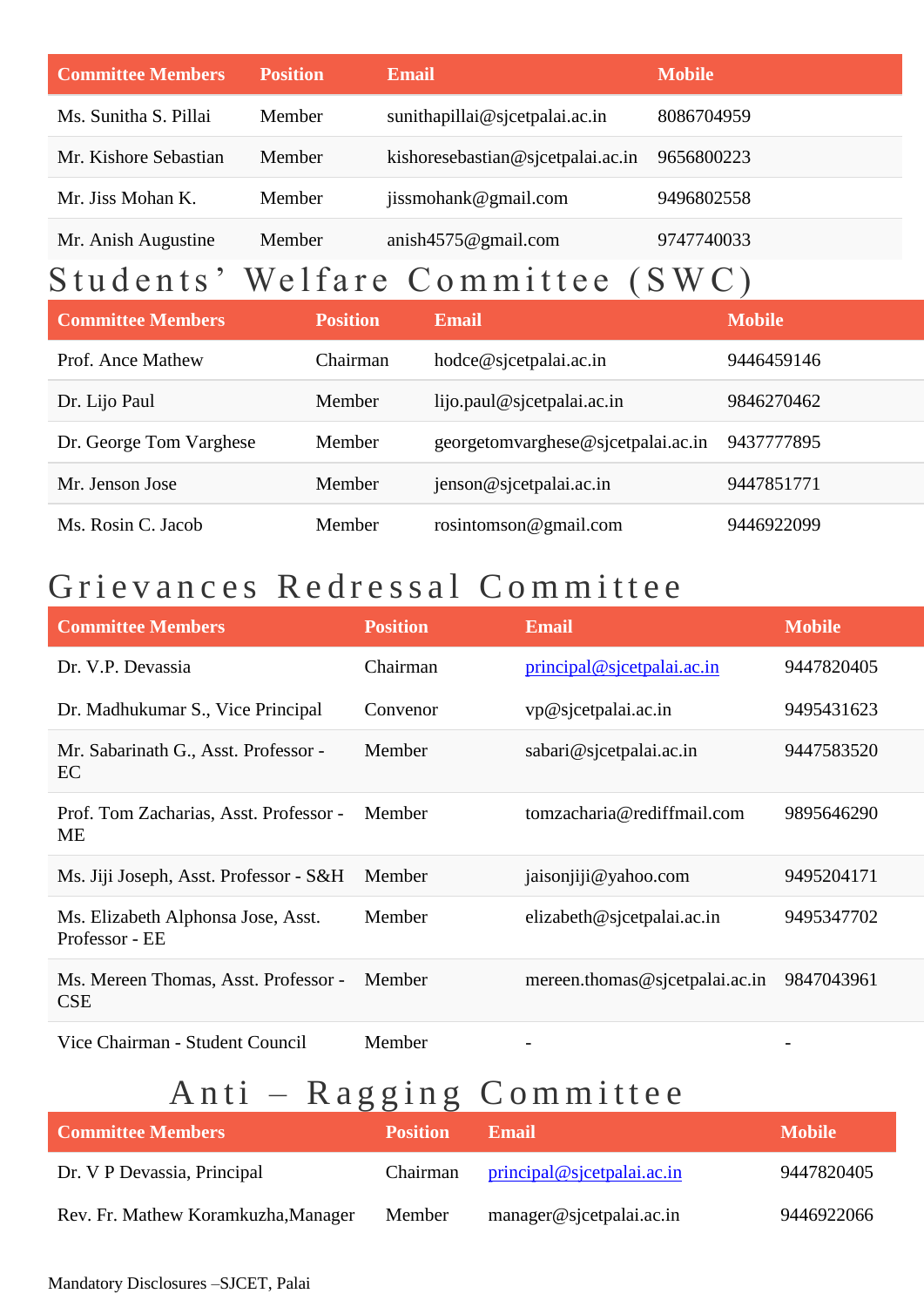| Committee Members | Position | Email | Mobile |
| --- | --- | --- | --- |
| Ms. Sunitha S. Pillai | Member | sunithapillai@sjcetpalai.ac.in | 8086704959 |
| Mr. Kishore Sebastian | Member | kishoresebastian@sjcetpalai.ac.in | 9656800223 |
| Mr. Jiss Mohan K. | Member | jissmohank@gmail.com | 9496802558 |
| Mr. Anish Augustine | Member | anish4575@gmail.com | 9747740033 |

# Students' Welfare Committee (SWC)

| Committee Members | Position | Email | Mobile |
| --- | --- | --- | --- |
| Prof. Ance Mathew | Chairman | hodce@sjcetpalai.ac.in | 9446459146 |
| Dr. Lijo Paul | Member | lijo.paul@sjcetpalai.ac.in | 9846270462 |
| Dr. George Tom Varghese | Member | georgetomvarghese@sjcetpalai.ac.in | 9437777895 |
| Mr. Jenson Jose | Member | jenson@sjcetpalai.ac.in | 9447851771 |
| Ms. Rosin C. Jacob | Member | rosintomson@gmail.com | 9446922099 |

# Grievances Redressal Committee

| Committee Members | Position | Email | Mobile |
| --- | --- | --- | --- |
| Dr. V.P. Devassia | Chairman | principal@sjcetpalai.ac.in | 9447820405 |
| Dr. Madhukumar S., Vice Principal | Convenor | vp@sjcetpalai.ac.in | 9495431623 |
| Mr. Sabarinath G., Asst. Professor - EC | Member | sabari@sjcetpalai.ac.in | 9447583520 |
| Prof. Tom Zacharias, Asst. Professor - ME | Member | tomzacharia@rediffmail.com | 9895646290 |
| Ms. Jiji Joseph, Asst. Professor - S&H | Member | jaisonjiji@yahoo.com | 9495204171 |
| Ms. Elizabeth Alphonsa Jose, Asst. Professor - EE | Member | elizabeth@sjcetpalai.ac.in | 9495347702 |
| Ms. Mereen Thomas, Asst. Professor - CSE | Member | mereen.thomas@sjcetpalai.ac.in | 9847043961 |
| Vice Chairman - Student Council | Member | - | - |

# Anti – Ragging Committee

| Committee Members | Position | Email | Mobile |
| --- | --- | --- | --- |
| Dr. V P Devassia, Principal | Chairman | principal@sjcetpalai.ac.in | 9447820405 |
| Rev. Fr. Mathew Koramkuzha,Manager | Member | manager@sjcetpalai.ac.in | 9446922066 |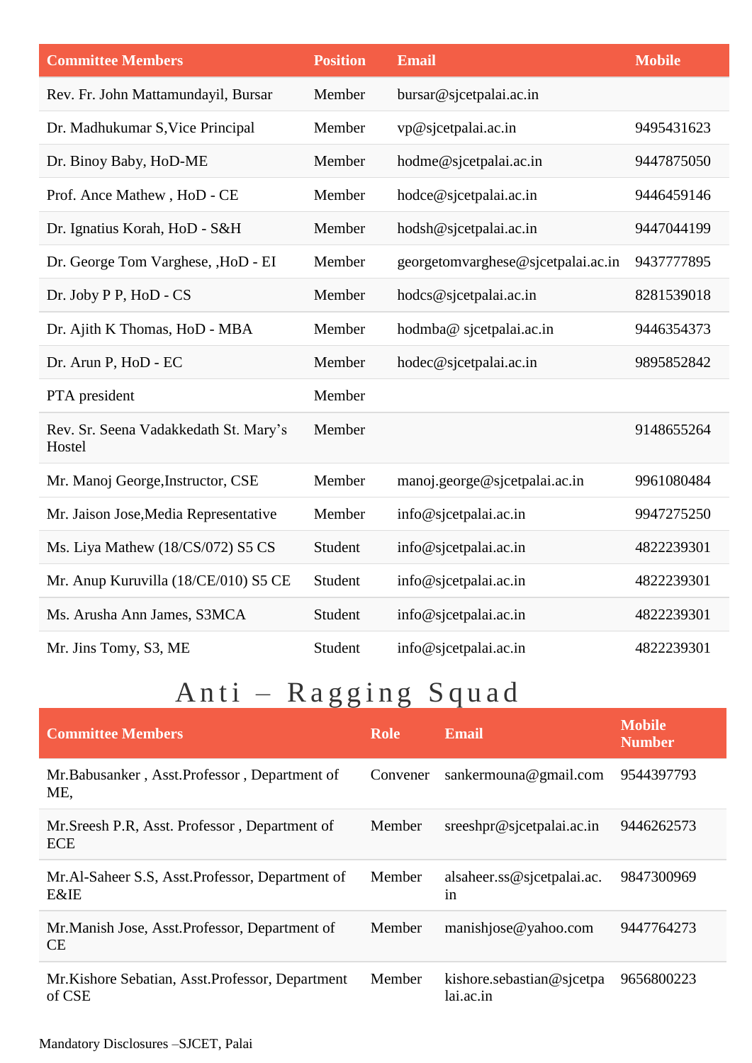| Committee Members | Position | Email | Mobile |
|---|---|---|---|
| Rev. Fr. John Mattamundayil, Bursar | Member | bursar@sjcetpalai.ac.in | |
| Dr. Madhukumar S,Vice Principal | Member | vp@sjcetpalai.ac.in | 9495431623 |
| Dr. Binoy Baby, HoD-ME | Member | hodme@sjcetpalai.ac.in | 9447875050 |
| Prof. Ance Mathew , HoD - CE | Member | hodce@sjcetpalai.ac.in | 9446459146 |
| Dr. Ignatius Korah, HoD - S&H | Member | hodsh@sjcetpalai.ac.in | 9447044199 |
| Dr. George Tom Varghese, ,HoD - EI | Member | georgetomvarghese@sjcetpalai.ac.in | 9437777895 |
| Dr. Joby P P, HoD - CS | Member | hodcs@sjcetpalai.ac.in | 8281539018 |
| Dr. Ajith K Thomas, HoD - MBA | Member | hodmba@ sjcetpalai.ac.in | 9446354373 |
| Dr. Arun P, HoD - EC | Member | hodec@sjcetpalai.ac.in | 9895852842 |
| PTA president | Member | | |
| Rev. Sr. Seena Vadakkedath St. Mary's Hostel | Member | | 9148655264 |
| Mr. Manoj George,Instructor, CSE | Member | manoj.george@sjcetpalai.ac.in | 9961080484 |
| Mr. Jaison Jose,Media Representative | Member | info@sjcetpalai.ac.in | 9947275250 |
| Ms. Liya Mathew (18/CS/072) S5 CS | Student | info@sjcetpalai.ac.in | 4822239301 |
| Mr. Anup Kuruvilla (18/CE/010) S5 CE | Student | info@sjcetpalai.ac.in | 4822239301 |
| Ms. Arusha Ann James, S3MCA | Student | info@sjcetpalai.ac.in | 4822239301 |
| Mr. Jins Tomy, S3, ME | Student | info@sjcetpalai.ac.in | 4822239301 |

# Anti – Ragging Squad

| Committee Members | Role | Email | Mobile Number |
|---|---|---|---|
| Mr.Babusanker , Asst.Professor , Department of ME, | Convener | sankermouna@gmail.com | 9544397793 |
| Mr.Sreesh P.R, Asst. Professor , Department of ECE | Member | sreeshpr@sjcetpalai.ac.in | 9446262573 |
| Mr.Al-Saheer S.S, Asst.Professor, Department of E&IE | Member | alsaheer.ss@sjcetpalai.ac.in | 9847300969 |
| Mr.Manish Jose, Asst.Professor, Department of CE | Member | manishjose@yahoo.com | 9447764273 |
| Mr.Kishore Sebatian, Asst.Professor, Department of CSE | Member | kishore.sebastian@sjcetpalai.ac.in | 9656800223 |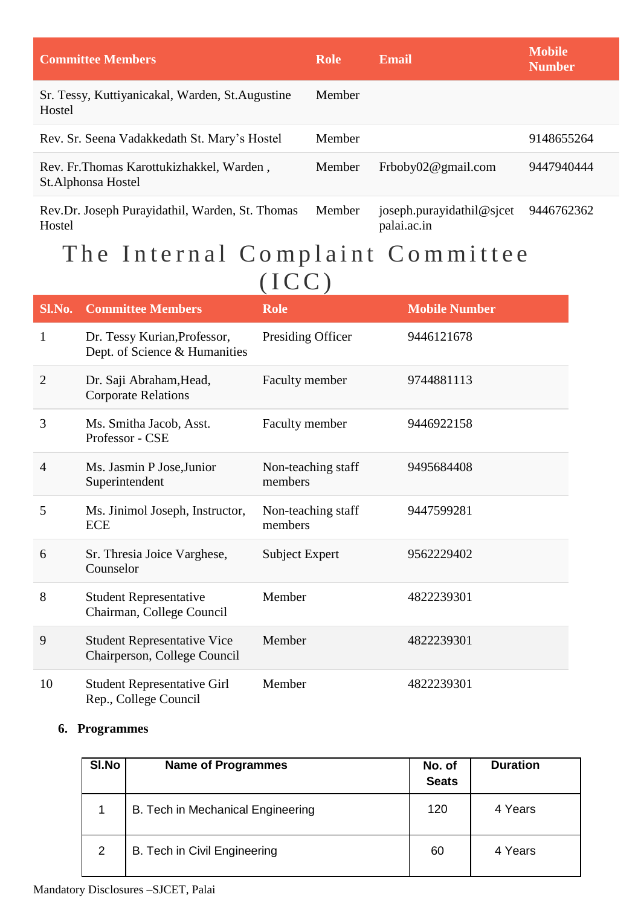| Committee Members | Role | Email | Mobile Number |
|---|---|---|---|
| Sr. Tessy, Kuttiyanicakal, Warden, St.Augustine Hostel | Member | | |
| Rev. Sr. Seena Vadakkedath St. Mary's Hostel | Member | | 9148655264 |
| Rev. Fr.Thomas Karottukizhakkel, Warden , St.Alphonsa Hostel | Member | Frboby02@gmail.com | 9447940444 |
| Rev.Dr. Joseph Purayidathil, Warden, St. Thomas Hostel | Member | joseph.purayidathil@sjcetpalai.ac.in | 9446762362 |

# The Internal Complaint Committee (ICC)

| Sl.No. | Committee Members | Role | Mobile Number |
|---|---|---|---|
| 1 | Dr. Tessy Kurian,Professor, Dept. of Science & Humanities | Presiding Officer | 9446121678 |
| 2 | Dr. Saji Abraham,Head, Corporate Relations | Faculty member | 9744881113 |
| 3 | Ms. Smitha Jacob, Asst. Professor - CSE | Faculty member | 9446922158 |
| 4 | Ms. Jasmin P Jose,Junior Superintendent | Non-teaching staff members | 9495684408 |
| 5 | Ms. Jinimol Joseph, Instructor, ECE | Non-teaching staff members | 9447599281 |
| 6 | Sr. Thresia Joice Varghese, Counselor | Subject Expert | 9562229402 |
| 8 | Student Representative Chairman, College Council | Member | 4822239301 |
| 9 | Student Representative Vice Chairperson, College Council | Member | 4822239301 |
| 10 | Student Representative Girl Rep., College Council | Member | 4822239301 |

**6. Programmes**

| Sl.No | Name of Programmes | No. of Seats | Duration |
|---|---|---|---|
| 1 | B. Tech in Mechanical Engineering | 120 | 4 Years |
| 2 | B. Tech in Civil Engineering | 60 | 4 Years |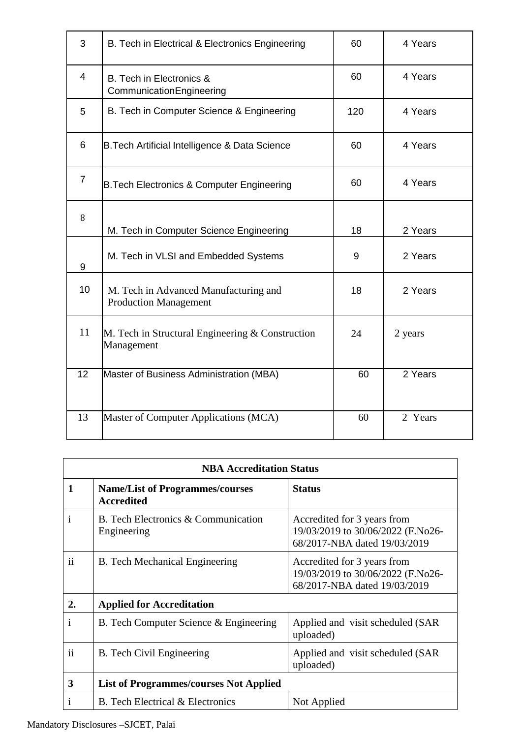| 3 | B. Tech in Electrical & Electronics Engineering | 60 | 4 Years |
|---|---|---|---|
| 4 | B. Tech in Electronics & CommunicationEngineering | 60 | 4 Years |
| 5 | B. Tech in Computer Science & Engineering | 120 | 4 Years |
| 6 | B.Tech Artificial Intelligence & Data Science | 60 | 4 Years |
| 7 | B.Tech Electronics & Computer Engineering | 60 | 4 Years |
| 8 | M. Tech in Computer Science Engineering | 18 | 2 Years |
| 9 | M. Tech in VLSI and Embedded Systems | 9 | 2 Years |
| 10 | M. Tech in Advanced Manufacturing and Production Management | 18 | 2 Years |
| 11 | M. Tech in Structural Engineering & Construction Management | 24 | 2 years |
| 12 | Master of Business Administration (MBA) | 60 | 2 Years |
| 13 | Master of Computer Applications (MCA) | 60 | 2 Years |

| NBA Accreditation Status | | |
|---|---|---|
| **1** | **Name/List of Programmes/courses Accredited** | **Status** |
| i | B. Tech Electronics & Communication Engineering | Accredited for 3 years from 19/03/2019 to 30/06/2022 (F.No26-68/2017-NBA dated 19/03/2019 |
| ii | B. Tech Mechanical Engineering | Accredited for 3 years from 19/03/2019 to 30/06/2022 (F.No26-68/2017-NBA dated 19/03/2019 |
| **2.** | **Applied for Accreditation** | |
| i | B. Tech Computer Science & Engineering | Applied and visit scheduled (SAR uploaded) |
| ii | B. Tech Civil Engineering | Applied and visit scheduled (SAR uploaded) |
| **3** | **List of Programmes/courses Not Applied** | |
| i | B. Tech Electrical & Electronics | Not Applied |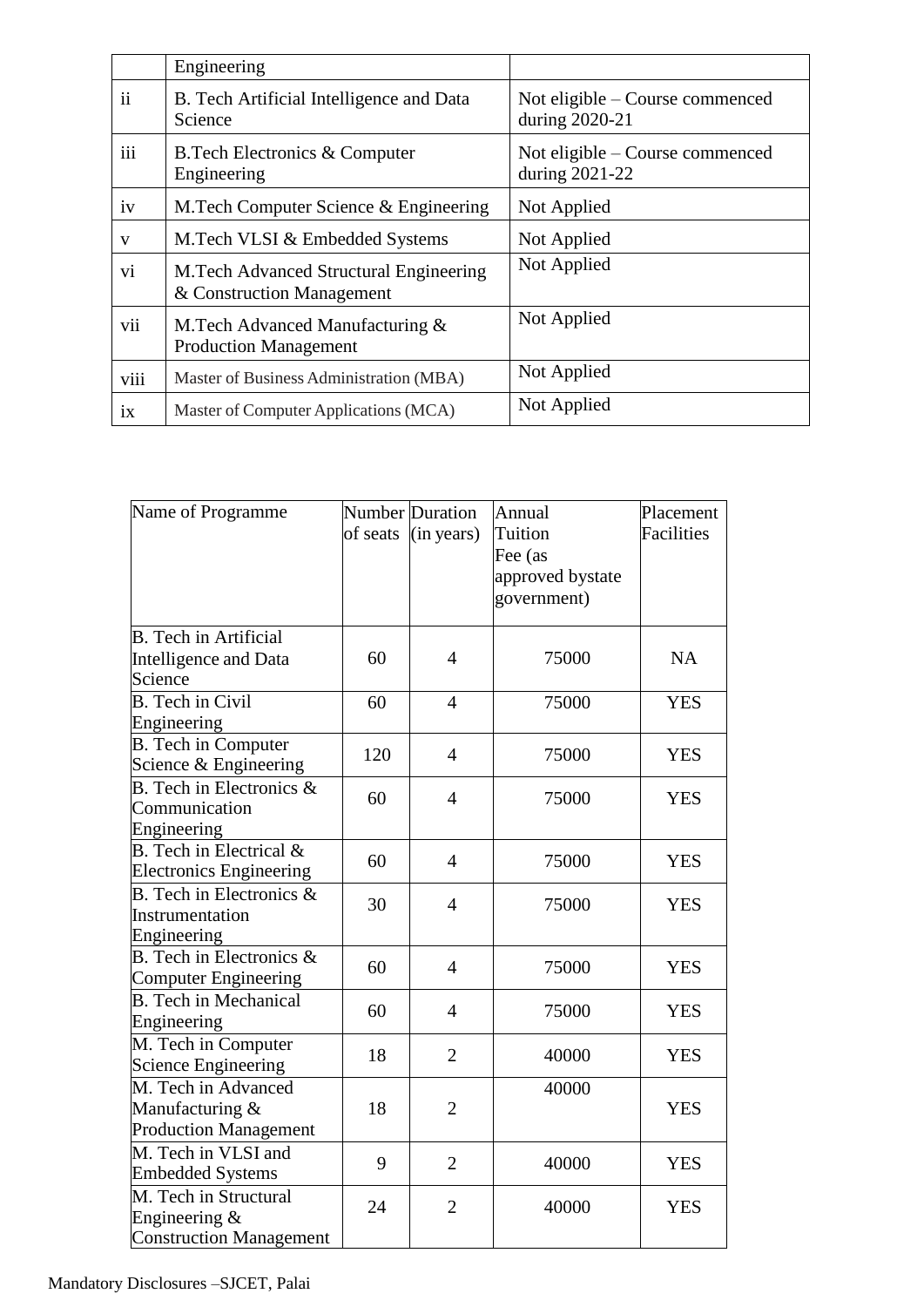|  | Engineering |  |
|---|---|---|
| ii | B. Tech Artificial Intelligence and Data Science | Not eligible – Course commenced during 2020-21 |
| iii | B.Tech Electronics & Computer Engineering | Not eligible – Course commenced during 2021-22 |
| iv | M.Tech Computer Science & Engineering | Not Applied |
| v | M.Tech VLSI & Embedded Systems | Not Applied |
| vi | M.Tech Advanced Structural Engineering & Construction Management | Not Applied |
| vii | M.Tech Advanced Manufacturing & Production Management | Not Applied |
| viii | Master of Business Administration (MBA) | Not Applied |
| ix | Master of Computer Applications (MCA) | Not Applied |

| Name of Programme | Number of seats | Duration (in years) | Annual Tuition Fee (as approved bystate government) | Placement Facilities |
|---|---|---|---|---|
| B. Tech in Artificial Intelligence and Data Science | 60 | 4 | 75000 | NA |
| B. Tech in Civil Engineering | 60 | 4 | 75000 | YES |
| B. Tech in Computer Science & Engineering | 120 | 4 | 75000 | YES |
| B. Tech in Electronics & Communication Engineering | 60 | 4 | 75000 | YES |
| B. Tech in Electrical & Electronics Engineering | 60 | 4 | 75000 | YES |
| B. Tech in Electronics & Instrumentation Engineering | 30 | 4 | 75000 | YES |
| B. Tech in Electronics & Computer Engineering | 60 | 4 | 75000 | YES |
| B. Tech in Mechanical Engineering | 60 | 4 | 75000 | YES |
| M. Tech in Computer Science Engineering | 18 | 2 | 40000 | YES |
| M. Tech in Advanced Manufacturing & Production Management | 18 | 2 | 40000 | YES |
| M. Tech in VLSI and Embedded Systems | 9 | 2 | 40000 | YES |
| M. Tech in Structural Engineering & Construction Management | 24 | 2 | 40000 | YES |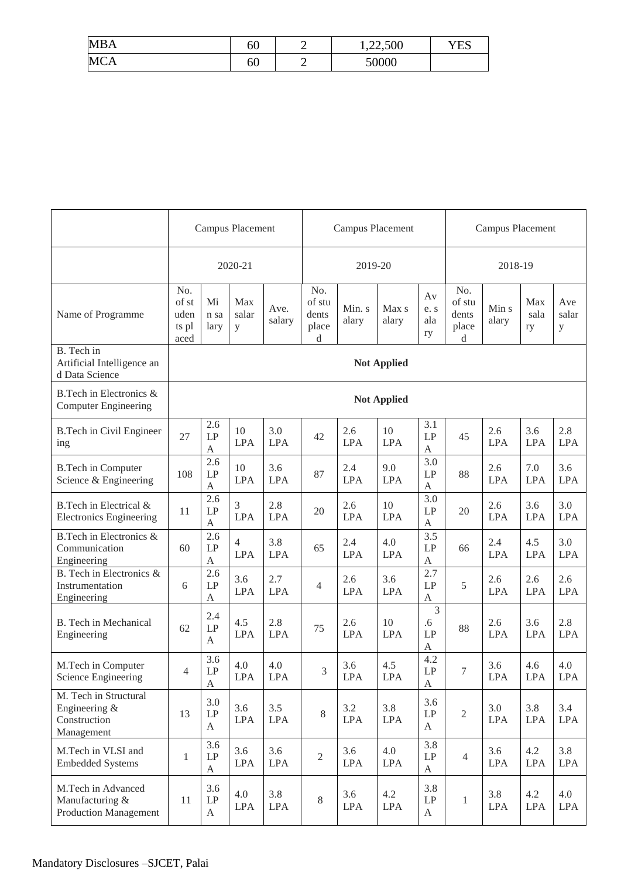| MBA | 60 | 2 | 1,22,500 | YES |
|---|---|---|---|---|
| MCA | 60 | 2 | 50000 | |

| | Campus Placement | | | | Campus Placement | | | | Campus Placement | | | |
|---|---|---|---|---|---|---|---|---|---|---|---|---|
| | 2020-21 | | | | 2019-20 | | | | 2018-19 | | | |
| Name of Programme | No. of students placed | Min salary | Max salary | Ave. salary | No. of students placed | Min. salary | Max salary | Ave. salary | No. of students placed | Min salary | Max salary | Ave salary |
| B. Tech in Artificial Intelligence and Data Science | **Not Applied** | | | | | | | | | | | |
| B.Tech in Electronics & Computer Engineering | **Not Applied** | | | | | | | | | | | |
| B.Tech in Civil Engineering | 27 | 2.6 LPA | 10 LPA | 3.0 LPA | 42 | 2.6 LPA | 10 LPA | 3.1 LPA | 45 | 2.6 LPA | 3.6 LPA | 2.8 LPA |
| B.Tech in Computer Science & Engineering | 108 | 2.6 LPA | 10 LPA | 3.6 LPA | 87 | 2.4 LPA | 9.0 LPA | 3.0 LPA | 88 | 2.6 LPA | 7.0 LPA | 3.6 LPA |
| B.Tech in Electrical & Electronics Engineering | 11 | 2.6 LPA | 3 LPA | 2.8 LPA | 20 | 2.6 LPA | 10 LPA | 3.0 LPA | 20 | 2.6 LPA | 3.6 LPA | 3.0 LPA |
| B.Tech in Electronics & Communication Engineering | 60 | 2.6 LPA | 4 LPA | 3.8 LPA | 65 | 2.4 LPA | 4.0 LPA | 3.5 LPA | 66 | 2.4 LPA | 4.5 LPA | 3.0 LPA |
| B. Tech in Electronics & Instrumentation Engineering | 6 | 2.6 LPA | 3.6 LPA | 2.7 LPA | 4 | 2.6 LPA | 3.6 LPA | 2.7 LPA | 5 | 2.6 LPA | 2.6 LPA | 2.6 LPA |
| B. Tech in Mechanical Engineering | 62 | 2.4 LPA | 4.5 LPA | 2.8 LPA | 75 | 2.6 LPA | 10 LPA | 3 .6 LPA | 88 | 2.6 LPA | 3.6 LPA | 2.8 LPA |
| M.Tech in Computer Science Engineering | 4 | 3.6 LPA | 4.0 LPA | 4.0 LPA | 3 | 3.6 LPA | 4.5 LPA | 4.2 LPA | 7 | 3.6 LPA | 4.6 LPA | 4.0 LPA |
| M. Tech in Structural Engineering & Construction Management | 13 | 3.0 LPA | 3.6 LPA | 3.5 LPA | 8 | 3.2 LPA | 3.8 LPA | 3.6 LPA | 2 | 3.0 LPA | 3.8 LPA | 3.4 LPA |
| M.Tech in VLSI and Embedded Systems | 1 | 3.6 LPA | 3.6 LPA | 3.6 LPA | 2 | 3.6 LPA | 4.0 LPA | 3.8 LPA | 4 | 3.6 LPA | 4.2 LPA | 3.8 LPA |
| M.Tech in Advanced Manufacturing & Production Management | 11 | 3.6 LPA | 4.0 LPA | 3.8 LPA | 8 | 3.6 LPA | 4.2 LPA | 3.8 LPA | 1 | 3.8 LPA | 4.2 LPA | 4.0 LPA |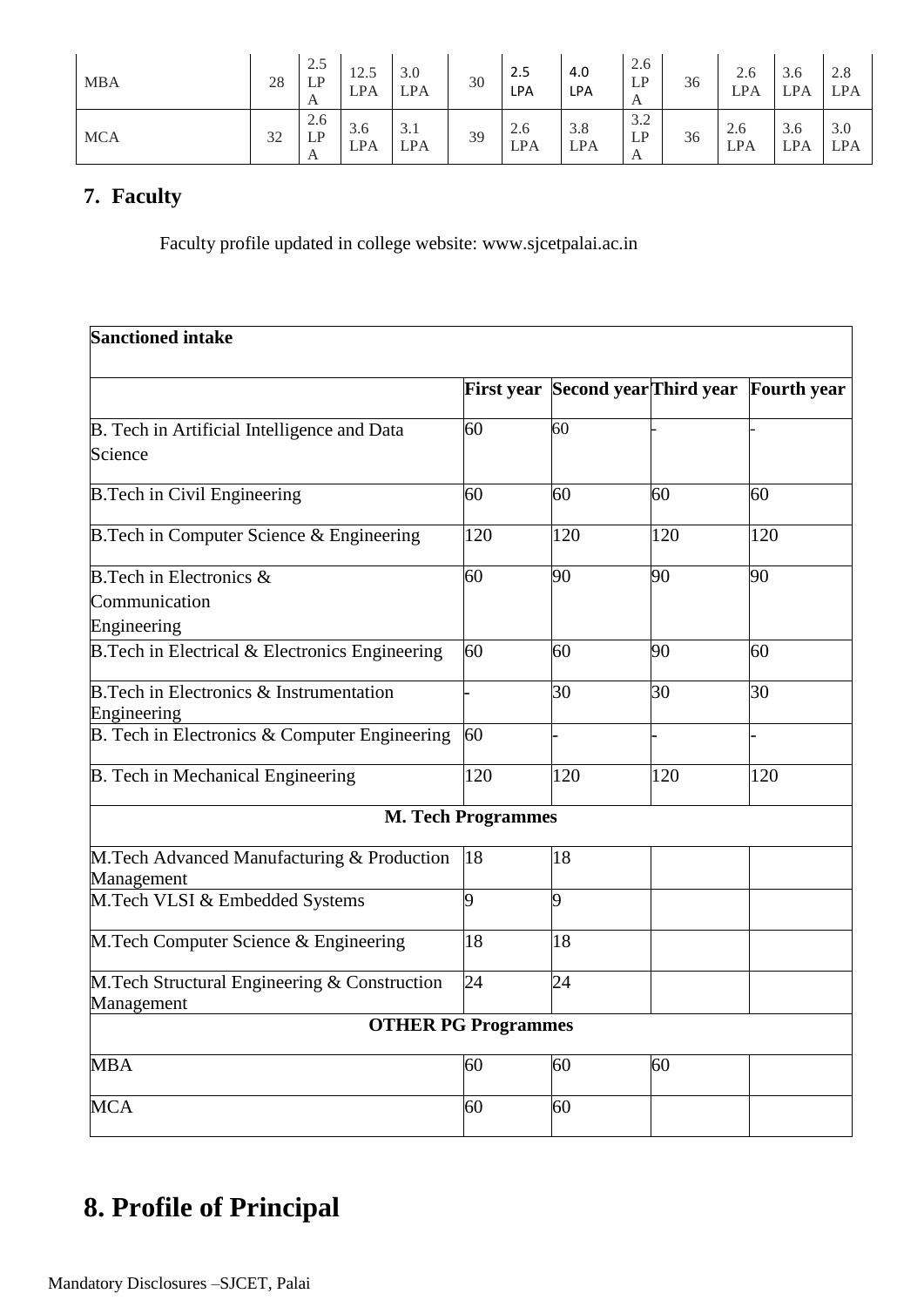| MBA | 28 | 2.5 LPA | 12.5 LPA | 3.0 LPA | 30 | 2.5 LPA | 4.0 LPA | 2.6 LPA | 36 | 2.6 LPA | 3.6 LPA | 2.8 LPA |
|---|---|---|---|---|---|---|---|---|---|---|---|---|
| MCA | 32 | 2.6 LPA | 3.6 LPA | 3.1 LPA | 39 | 2.6 LPA | 3.8 LPA | 3.2 LPA | 36 | 2.6 LPA | 3.6 LPA | 3.0 LPA |

## 7. Faculty

Faculty profile updated in college website: www.sjcetpalai.ac.in

| **Sanctioned intake** | | | | |
|---|---|---|---|---|
| | **First year** | **Second year** | **Third year** | **Fourth year** |
| B. Tech in Artificial Intelligence and Data Science | 60 | 60 | - | - |
| B.Tech in Civil Engineering | 60 | 60 | 60 | 60 |
| B.Tech in Computer Science & Engineering | 120 | 120 | 120 | 120 |
| B.Tech in Electronics & Communication Engineering | 60 | 90 | 90 | 90 |
| B.Tech in Electrical & Electronics Engineering | 60 | 60 | 90 | 60 |
| B.Tech in Electronics & Instrumentation Engineering | - | 30 | 30 | 30 |
| B. Tech in Electronics & Computer Engineering | 60 | - | - | - |
| B. Tech in Mechanical Engineering | 120 | 120 | 120 | 120 |
| **M. Tech Programmes** | | | | |
| M.Tech Advanced Manufacturing & Production Management | 18 | 18 | | |
| M.Tech VLSI & Embedded Systems | 9 | 9 | | |
| M.Tech Computer Science & Engineering | 18 | 18 | | |
| M.Tech Structural Engineering & Construction Management | 24 | 24 | | |
| **OTHER PG Programmes** | | | | |
| MBA | 60 | 60 | 60 | |
| MCA | 60 | 60 | | |

# 8. Profile of Principal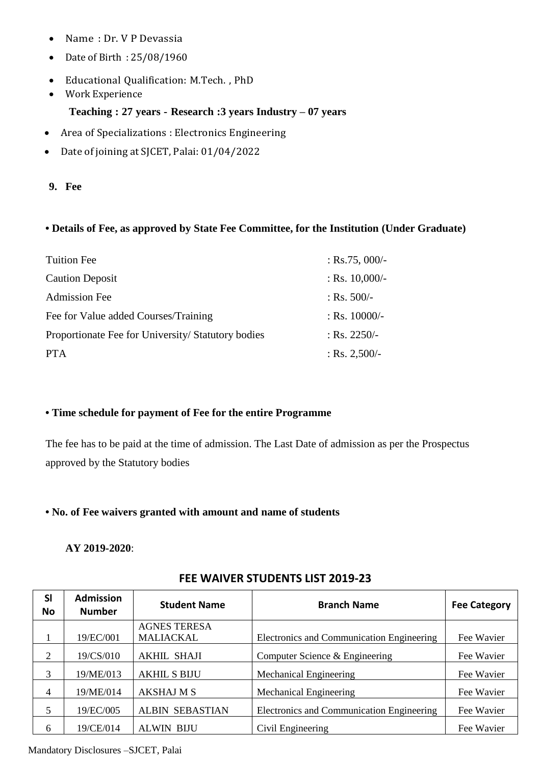- Name : Dr. V P Devassia
- Date of Birth : 25/08/1960
- Educational Qualification: M.Tech. , PhD
- Work Experience

  **Teaching : 27 years - Research :3 years Industry – 07 years**

- Area of Specializations : Electronics Engineering
- Date of joining at SJCET, Palai: 01/04/2022

**9. Fee**

**• Details of Fee, as approved by State Fee Committee, for the Institution (Under Graduate)**

| | |
|---|---|
| Tuition Fee | : Rs.75, 000/- |
| Caution Deposit | : Rs. 10,000/- |
| Admission Fee | : Rs. 500/- |
| Fee for Value added Courses/Training | : Rs. 10000/- |
| Proportionate Fee for University/ Statutory bodies | : Rs. 2250/- |
| PTA | : Rs. 2,500/- |

**• Time schedule for payment of Fee for the entire Programme**

The fee has to be paid at the time of admission. The Last Date of admission as per the Prospectus approved by the Statutory bodies

**• No. of Fee waivers granted with amount and name of students**

**AY 2019-2020**:

**FEE WAIVER STUDENTS LIST 2019-23**

| Sl No | Admission Number | Student Name | Branch Name | Fee Category |
|---|---|---|---|---|
| 1 | 19/EC/001 | AGNES TERESA MALIACKAL | Electronics and Communication Engineering | Fee Wavier |
| 2 | 19/CS/010 | AKHIL SHAJI | Computer Science & Engineering | Fee Wavier |
| 3 | 19/ME/013 | AKHIL S BIJU | Mechanical Engineering | Fee Wavier |
| 4 | 19/ME/014 | AKSHAJ M S | Mechanical Engineering | Fee Wavier |
| 5 | 19/EC/005 | ALBIN SEBASTIAN | Electronics and Communication Engineering | Fee Wavier |
| 6 | 19/CE/014 | ALWIN BIJU | Civil Engineering | Fee Wavier |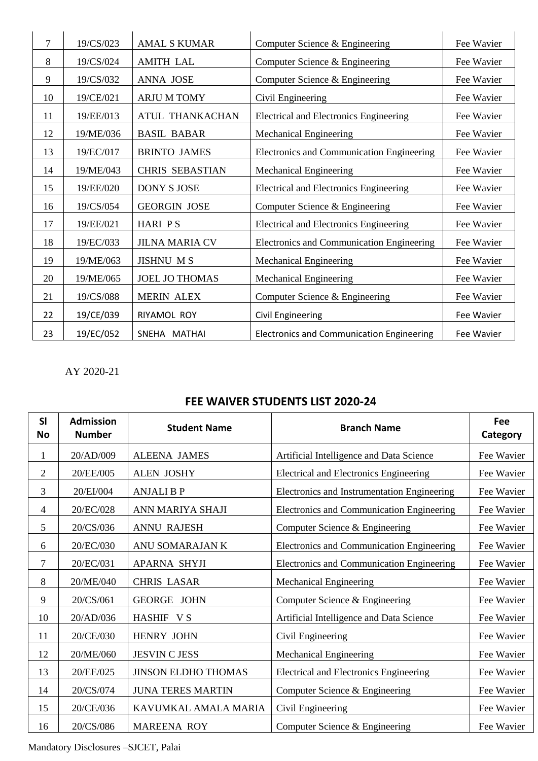| | | | | |
|---|---|---|---|---|
| 7 | 19/CS/023 | AMAL S KUMAR | Computer Science & Engineering | Fee Wavier |
| 8 | 19/CS/024 | AMITH LAL | Computer Science & Engineering | Fee Wavier |
| 9 | 19/CS/032 | ANNA JOSE | Computer Science & Engineering | Fee Wavier |
| 10 | 19/CE/021 | ARJU M TOMY | Civil Engineering | Fee Wavier |
| 11 | 19/EE/013 | ATUL THANKACHAN | Electrical and Electronics Engineering | Fee Wavier |
| 12 | 19/ME/036 | BASIL BABAR | Mechanical Engineering | Fee Wavier |
| 13 | 19/EC/017 | BRINTO JAMES | Electronics and Communication Engineering | Fee Wavier |
| 14 | 19/ME/043 | CHRIS SEBASTIAN | Mechanical Engineering | Fee Wavier |
| 15 | 19/EE/020 | DONY S JOSE | Electrical and Electronics Engineering | Fee Wavier |
| 16 | 19/CS/054 | GEORGIN JOSE | Computer Science & Engineering | Fee Wavier |
| 17 | 19/EE/021 | HARI P S | Electrical and Electronics Engineering | Fee Wavier |
| 18 | 19/EC/033 | JILNA MARIA CV | Electronics and Communication Engineering | Fee Wavier |
| 19 | 19/ME/063 | JISHNU M S | Mechanical Engineering | Fee Wavier |
| 20 | 19/ME/065 | JOEL JO THOMAS | Mechanical Engineering | Fee Wavier |
| 21 | 19/CS/088 | MERIN ALEX | Computer Science & Engineering | Fee Wavier |
| 22 | 19/CE/039 | RIYAMOL ROY | Civil Engineering | Fee Wavier |
| 23 | 19/EC/052 | SNEHA MATHAI | Electronics and Communication Engineering | Fee Wavier |

AY 2020-21

## FEE WAIVER STUDENTS LIST 2020-24

| Sl No | Admission Number | Student Name | Branch Name | Fee Category |
|---|---|---|---|---|
| 1 | 20/AD/009 | ALEENA JAMES | Artificial Intelligence and Data Science | Fee Wavier |
| 2 | 20/EE/005 | ALEN JOSHY | Electrical and Electronics Engineering | Fee Wavier |
| 3 | 20/EI/004 | ANJALI B P | Electronics and Instrumentation Engineering | Fee Wavier |
| 4 | 20/EC/028 | ANN MARIYA SHAJI | Electronics and Communication Engineering | Fee Wavier |
| 5 | 20/CS/036 | ANNU RAJESH | Computer Science & Engineering | Fee Wavier |
| 6 | 20/EC/030 | ANU SOMARAJAN K | Electronics and Communication Engineering | Fee Wavier |
| 7 | 20/EC/031 | APARNA SHYJI | Electronics and Communication Engineering | Fee Wavier |
| 8 | 20/ME/040 | CHRIS LASAR | Mechanical Engineering | Fee Wavier |
| 9 | 20/CS/061 | GEORGE JOHN | Computer Science & Engineering | Fee Wavier |
| 10 | 20/AD/036 | HASHIF V S | Artificial Intelligence and Data Science | Fee Wavier |
| 11 | 20/CE/030 | HENRY JOHN | Civil Engineering | Fee Wavier |
| 12 | 20/ME/060 | JESVIN C JESS | Mechanical Engineering | Fee Wavier |
| 13 | 20/EE/025 | JINSON ELDHO THOMAS | Electrical and Electronics Engineering | Fee Wavier |
| 14 | 20/CS/074 | JUNA TERES MARTIN | Computer Science & Engineering | Fee Wavier |
| 15 | 20/CE/036 | KAVUMKAL AMALA MARIA | Civil Engineering | Fee Wavier |
| 16 | 20/CS/086 | MAREENA ROY | Computer Science & Engineering | Fee Wavier |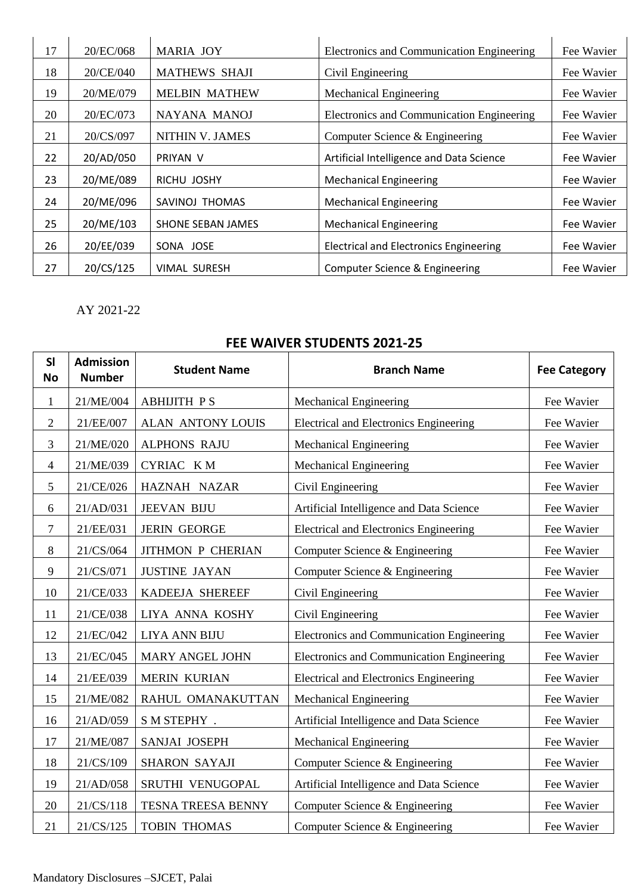| 17 | 20/EC/068 | MARIA JOY | Electronics and Communication Engineering | Fee Wavier |
|---|---|---|---|---|
| 18 | 20/CE/040 | MATHEWS SHAJI | Civil Engineering | Fee Wavier |
| 19 | 20/ME/079 | MELBIN MATHEW | Mechanical Engineering | Fee Wavier |
| 20 | 20/EC/073 | NAYANA MANOJ | Electronics and Communication Engineering | Fee Wavier |
| 21 | 20/CS/097 | NITHIN V. JAMES | Computer Science & Engineering | Fee Wavier |
| 22 | 20/AD/050 | PRIYAN V | Artificial Intelligence and Data Science | Fee Wavier |
| 23 | 20/ME/089 | RICHU JOSHY | Mechanical Engineering | Fee Wavier |
| 24 | 20/ME/096 | SAVINOJ THOMAS | Mechanical Engineering | Fee Wavier |
| 25 | 20/ME/103 | SHONE SEBAN JAMES | Mechanical Engineering | Fee Wavier |
| 26 | 20/EE/039 | SONA JOSE | Electrical and Electronics Engineering | Fee Wavier |
| 27 | 20/CS/125 | VIMAL SURESH | Computer Science & Engineering | Fee Wavier |

AY 2021-22

## FEE WAIVER STUDENTS 2021-25

| Sl No | Admission Number | Student Name | Branch Name | Fee Category |
|---|---|---|---|---|
| 1 | 21/ME/004 | ABHIJITH P S | Mechanical Engineering | Fee Wavier |
| 2 | 21/EE/007 | ALAN ANTONY LOUIS | Electrical and Electronics Engineering | Fee Wavier |
| 3 | 21/ME/020 | ALPHONS RAJU | Mechanical Engineering | Fee Wavier |
| 4 | 21/ME/039 | CYRIAC K M | Mechanical Engineering | Fee Wavier |
| 5 | 21/CE/026 | HAZNAH NAZAR | Civil Engineering | Fee Wavier |
| 6 | 21/AD/031 | JEEVAN BIJU | Artificial Intelligence and Data Science | Fee Wavier |
| 7 | 21/EE/031 | JERIN GEORGE | Electrical and Electronics Engineering | Fee Wavier |
| 8 | 21/CS/064 | JITHMON P CHERIAN | Computer Science & Engineering | Fee Wavier |
| 9 | 21/CS/071 | JUSTINE JAYAN | Computer Science & Engineering | Fee Wavier |
| 10 | 21/CE/033 | KADEEJA SHEREEF | Civil Engineering | Fee Wavier |
| 11 | 21/CE/038 | LIYA ANNA KOSHY | Civil Engineering | Fee Wavier |
| 12 | 21/EC/042 | LIYA ANN BIJU | Electronics and Communication Engineering | Fee Wavier |
| 13 | 21/EC/045 | MARY ANGEL JOHN | Electronics and Communication Engineering | Fee Wavier |
| 14 | 21/EE/039 | MERIN KURIAN | Electrical and Electronics Engineering | Fee Wavier |
| 15 | 21/ME/082 | RAHUL OMANAKUTTAN | Mechanical Engineering | Fee Wavier |
| 16 | 21/AD/059 | S M STEPHY . | Artificial Intelligence and Data Science | Fee Wavier |
| 17 | 21/ME/087 | SANJAI JOSEPH | Mechanical Engineering | Fee Wavier |
| 18 | 21/CS/109 | SHARON SAYAJI | Computer Science & Engineering | Fee Wavier |
| 19 | 21/AD/058 | SRUTHI VENUGOPAL | Artificial Intelligence and Data Science | Fee Wavier |
| 20 | 21/CS/118 | TESNA TREESA BENNY | Computer Science & Engineering | Fee Wavier |
| 21 | 21/CS/125 | TOBIN THOMAS | Computer Science & Engineering | Fee Wavier |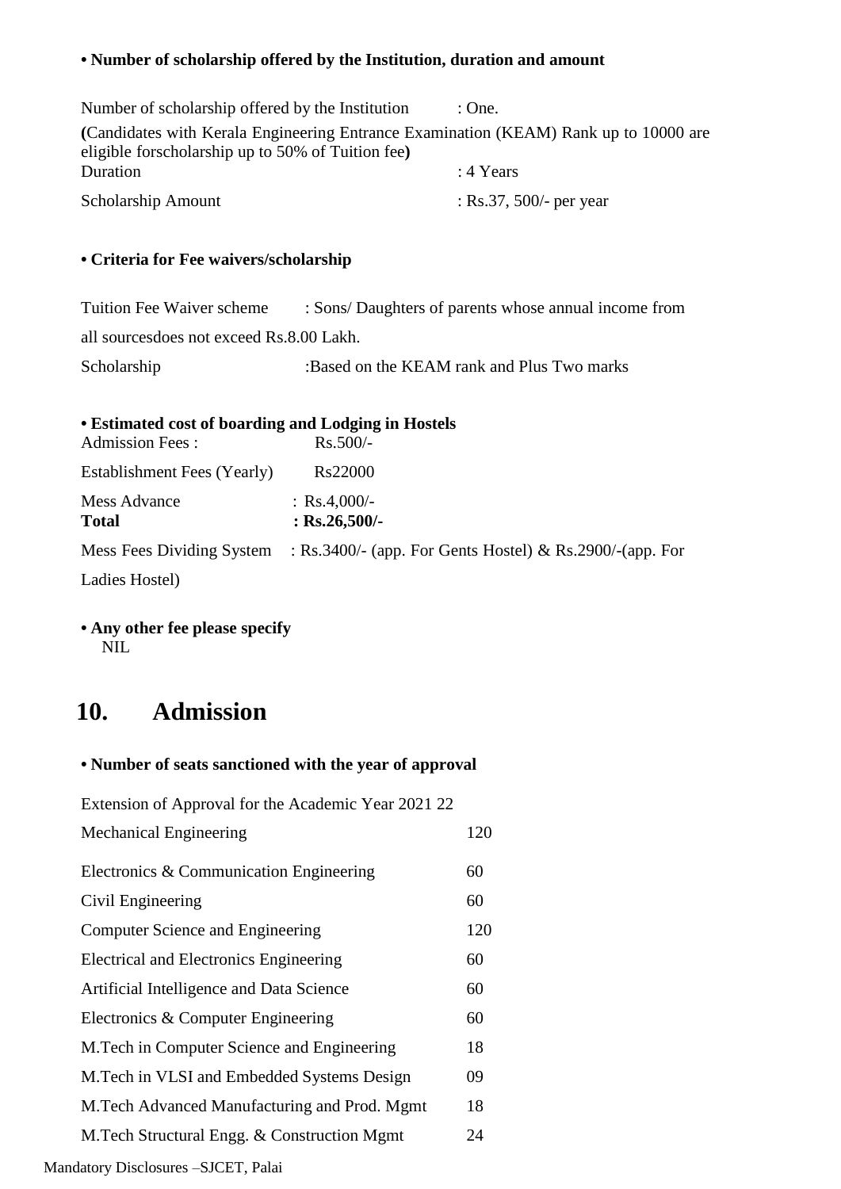**• Number of scholarship offered by the Institution, duration and amount**

Number of scholarship offered by the Institution : One.

**(**Candidates with Kerala Engineering Entrance Examination (KEAM) Rank up to 10000 are eligible forscholarship up to 50% of Tuition fee**)**

Duration : 4 Years

Scholarship Amount : Rs.37, 500/- per year

**• Criteria for Fee waivers/scholarship**

Tuition Fee Waiver scheme : Sons/ Daughters of parents whose annual income from all sourcesdoes not exceed Rs.8.00 Lakh.

Scholarship :Based on the KEAM rank and Plus Two marks

**• Estimated cost of boarding and Lodging in Hostels**

Admission Fees : Rs.500/-

Establishment Fees (Yearly) Rs22000

Mess Advance : Rs.4,000/-

**Total : Rs.26,500/-**

Mess Fees Dividing System : Rs.3400/- (app. For Gents Hostel) & Rs.2900/-(app. For Ladies Hostel)

**• Any other fee please specify**

NIL

# 10. Admission

**• Number of seats sanctioned with the year of approval**

Extension of Approval for the Academic Year 2021 22

| | |
|---|---|
| Mechanical Engineering | 120 |
| Electronics & Communication Engineering | 60 |
| Civil Engineering | 60 |
| Computer Science and Engineering | 120 |
| Electrical and Electronics Engineering | 60 |
| Artificial Intelligence and Data Science | 60 |
| Electronics & Computer Engineering | 60 |
| M.Tech in Computer Science and Engineering | 18 |
| M.Tech in VLSI and Embedded Systems Design | 09 |
| M.Tech Advanced Manufacturing and Prod. Mgmt | 18 |
| M.Tech Structural Engg. & Construction Mgmt | 24 |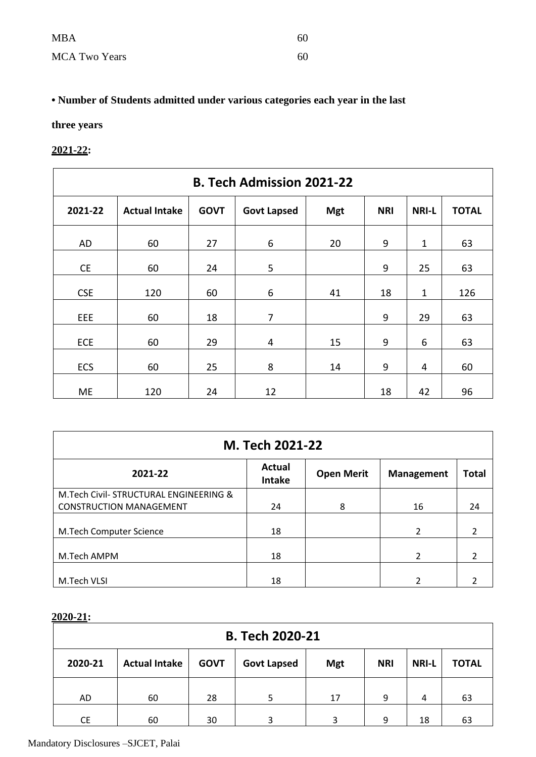| MBA | 60 |
|---|---|
| MCA Two Years | 60 |

**• Number of Students admitted under various categories each year in the last three years**

**<u>2021-22</u>:**

| B. Tech Admission 2021-22 | | | | | | | |
|---|---|---|---|---|---|---|---|
| **2021-22** | **Actual Intake** | **GOVT** | **Govt Lapsed** | **Mgt** | **NRI** | **NRI-L** | **TOTAL** |
| AD | 60 | 27 | 6 | 20 | 9 | 1 | 63 |
| CE | 60 | 24 | 5 | | 9 | 25 | 63 |
| CSE | 120 | 60 | 6 | 41 | 18 | 1 | 126 |
| EEE | 60 | 18 | 7 | | 9 | 29 | 63 |
| ECE | 60 | 29 | 4 | 15 | 9 | 6 | 63 |
| ECS | 60 | 25 | 8 | 14 | 9 | 4 | 60 |
| ME | 120 | 24 | 12 | | 18 | 42 | 96 |

| M. Tech 2021-22 | | | | |
|---|---|---|---|---|
| **2021-22** | **Actual Intake** | **Open Merit** | **Management** | **Total** |
| M.Tech Civil- STRUCTURAL ENGINEERING & CONSTRUCTION MANAGEMENT | 24 | 8 | 16 | 24 |
| M.Tech Computer Science | 18 | | 2 | 2 |
| M.Tech AMPM | 18 | | 2 | 2 |
| M.Tech VLSI | 18 | | 2 | 2 |

**<u>2020-21</u>:**

| B. Tech 2020-21 | | | | | | | |
|---|---|---|---|---|---|---|---|
| **2020-21** | **Actual Intake** | **GOVT** | **Govt Lapsed** | **Mgt** | **NRI** | **NRI-L** | **TOTAL** |
| AD | 60 | 28 | 5 | 17 | 9 | 4 | 63 |
| CE | 60 | 30 | 3 | 3 | 9 | 18 | 63 |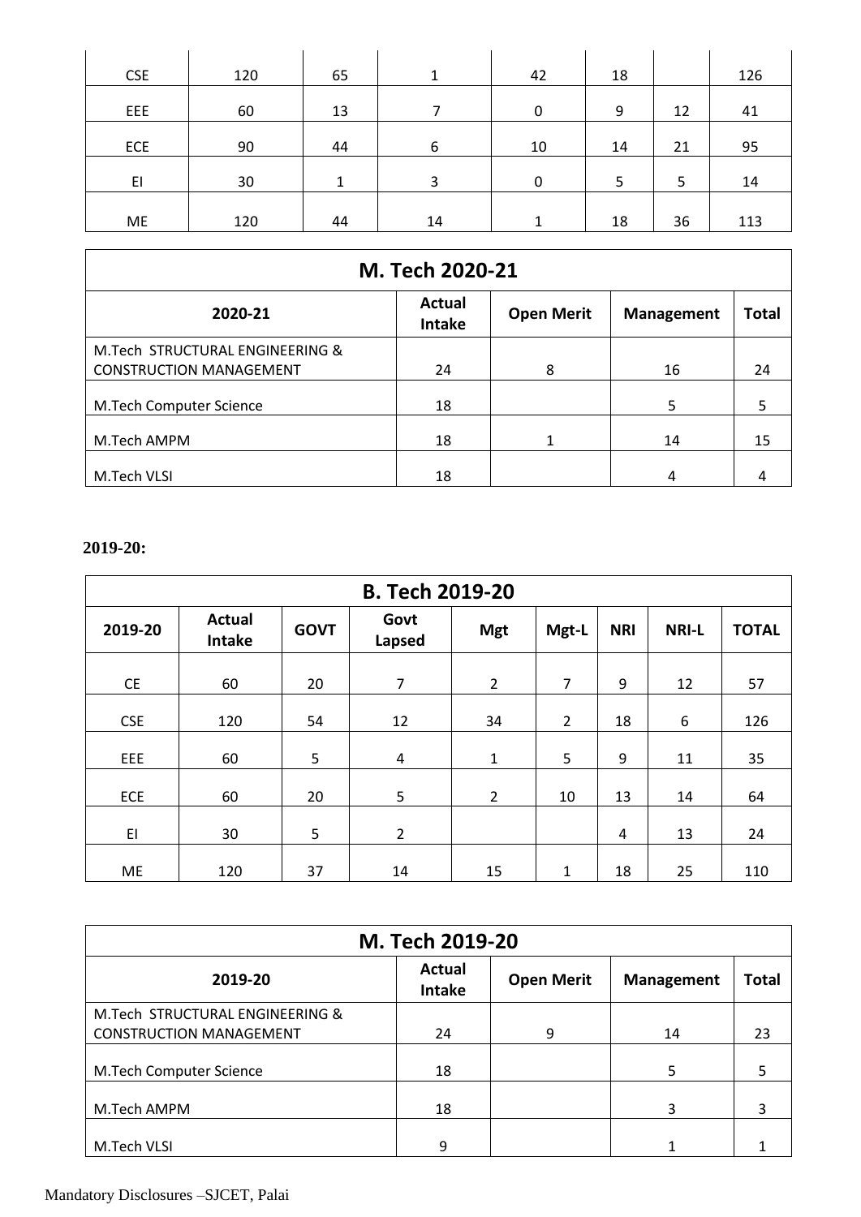| | | | | | | | |
|---|---|---|---|---|---|---|---|
| CSE | 120 | 65 | 1 | 42 | 18 | | 126 |
| EEE | 60 | 13 | 7 | 0 | 9 | 12 | 41 |
| ECE | 90 | 44 | 6 | 10 | 14 | 21 | 95 |
| EI | 30 | 1 | 3 | 0 | 5 | 5 | 14 |
| ME | 120 | 44 | 14 | 1 | 18 | 36 | 113 |

**M. Tech 2020-21**

| 2020-21 | Actual Intake | Open Merit | Management | Total |
|---|---|---|---|---|
| M.Tech STRUCTURAL ENGINEERING & CONSTRUCTION MANAGEMENT | 24 | 8 | 16 | 24 |
| M.Tech Computer Science | 18 | | 5 | 5 |
| M.Tech AMPM | 18 | 1 | 14 | 15 |
| M.Tech VLSI | 18 | | 4 | 4 |

**2019-20:**

**B. Tech 2019-20**

| 2019-20 | Actual Intake | GOVT | Govt Lapsed | Mgt | Mgt-L | NRI | NRI-L | TOTAL |
|---|---|---|---|---|---|---|---|---|
| CE | 60 | 20 | 7 | 2 | 7 | 9 | 12 | 57 |
| CSE | 120 | 54 | 12 | 34 | 2 | 18 | 6 | 126 |
| EEE | 60 | 5 | 4 | 1 | 5 | 9 | 11 | 35 |
| ECE | 60 | 20 | 5 | 2 | 10 | 13 | 14 | 64 |
| EI | 30 | 5 | 2 | | | 4 | 13 | 24 |
| ME | 120 | 37 | 14 | 15 | 1 | 18 | 25 | 110 |

**M. Tech 2019-20**

| 2019-20 | Actual Intake | Open Merit | Management | Total |
|---|---|---|---|---|
| M.Tech STRUCTURAL ENGINEERING & CONSTRUCTION MANAGEMENT | 24 | 9 | 14 | 23 |
| M.Tech Computer Science | 18 | | 5 | 5 |
| M.Tech AMPM | 18 | | 3 | 3 |
| M.Tech VLSI | 9 | | 1 | 1 |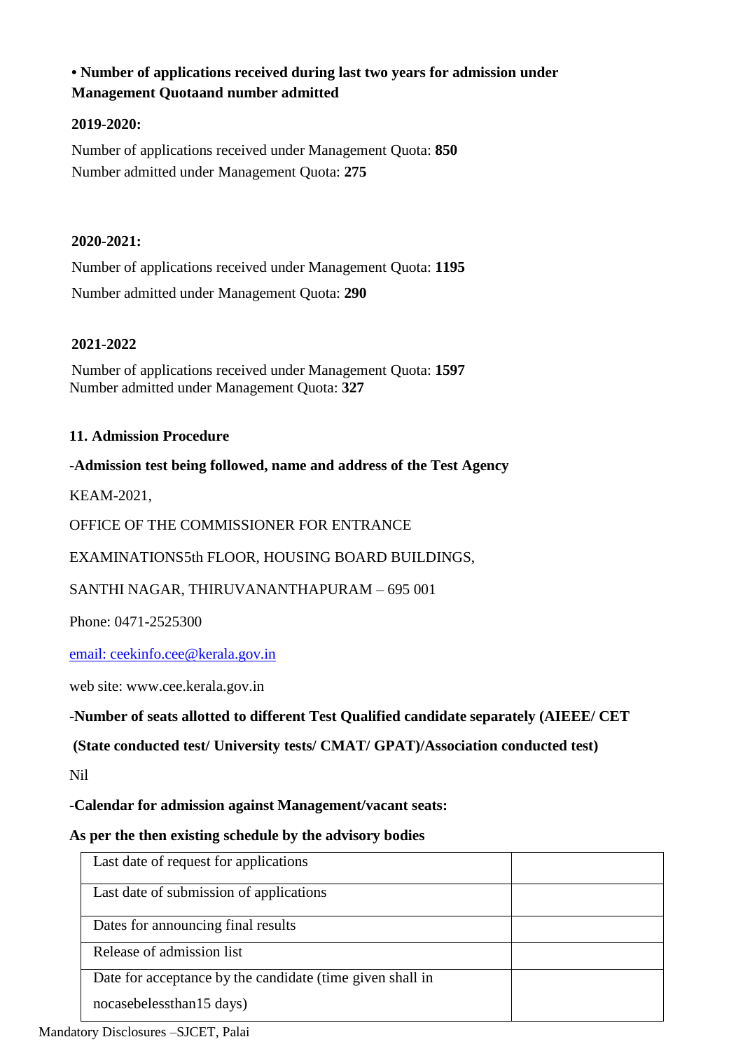**• Number of applications received during last two years for admission under Management Quotaand number admitted**

**2019-2020:**

Number of applications received under Management Quota: **850**
Number admitted under Management Quota: **275**

**2020-2021:**

Number of applications received under Management Quota: **1195**

Number admitted under Management Quota: **290**

**2021-2022**

Number of applications received under Management Quota: **1597**
Number admitted under Management Quota: **327**

**11. Admission Procedure**

**-Admission test being followed, name and address of the Test Agency**

KEAM-2021,

OFFICE OF THE COMMISSIONER FOR ENTRANCE

EXAMINATIONS5th FLOOR, HOUSING BOARD BUILDINGS,

SANTHI NAGAR, THIRUVANANTHAPURAM – 695 001

Phone: 0471-2525300

email: ceekinfo.cee@kerala.gov.in

web site: www.cee.kerala.gov.in

**-Number of seats allotted to different Test Qualified candidate separately (AIEEE/ CET**

**(State conducted test/ University tests/ CMAT/ GPAT)/Association conducted test)**

Nil

**-Calendar for admission against Management/vacant seats:**

**As per the then existing schedule by the advisory bodies**

| | |
|---|---|
| Last date of request for applications | |
| Last date of submission of applications | |
| Dates for announcing final results | |
| Release of admission list | |
| Date for acceptance by the candidate (time given shall in nocasebelessthan15 days) | |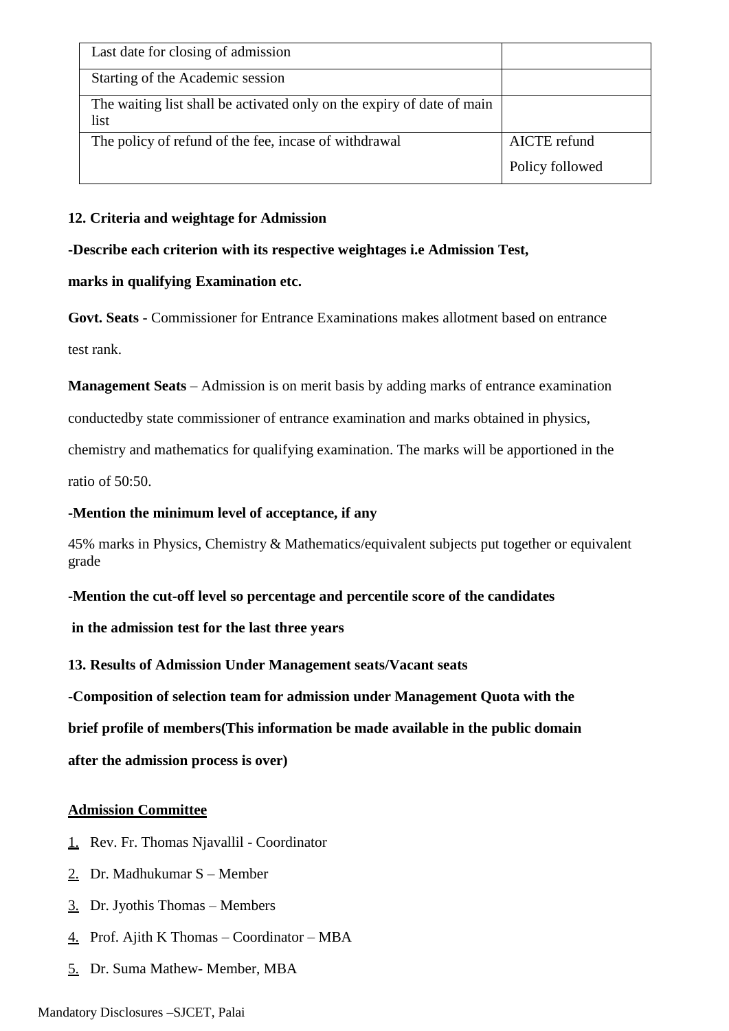| Last date for closing of admission | |
|---|---|
| Starting of the Academic session | |
| The waiting list shall be activated only on the expiry of date of main list | |
| The policy of refund of the fee, incase of withdrawal | AICTE refund Policy followed |

**12. Criteria and weightage for Admission**

**-Describe each criterion with its respective weightages i.e Admission Test,**

**marks in qualifying Examination etc.**

**Govt. Seats** - Commissioner for Entrance Examinations makes allotment based on entrance test rank.

**Management Seats** – Admission is on merit basis by adding marks of entrance examination conductedby state commissioner of entrance examination and marks obtained in physics, chemistry and mathematics for qualifying examination. The marks will be apportioned in the ratio of 50:50.

**-Mention the minimum level of acceptance, if any**

45% marks in Physics, Chemistry & Mathematics/equivalent subjects put together or equivalent grade

**-Mention the cut-off level so percentage and percentile score of the candidates**

**in the admission test for the last three years**

**13. Results of Admission Under Management seats/Vacant seats**

**-Composition of selection team for admission under Management Quota with the brief profile of members(This information be made available in the public domain after the admission process is over)**

**<u>Admission Committee</u>**

1. Rev. Fr. Thomas Njavallil - Coordinator
2. Dr. Madhukumar S – Member
3. Dr. Jyothis Thomas – Members
4. Prof. Ajith K Thomas – Coordinator – MBA
5. Dr. Suma Mathew- Member, MBA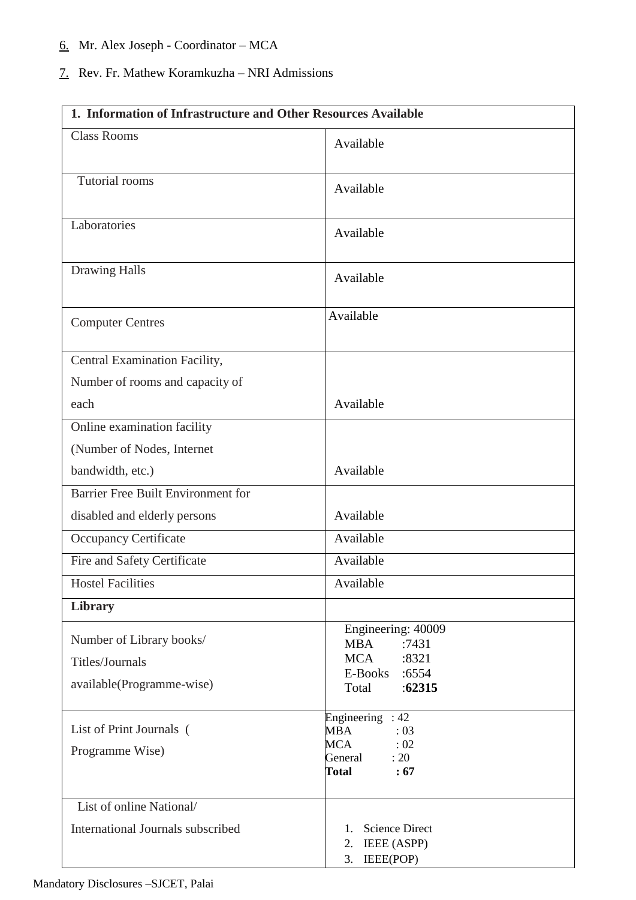6. Mr. Alex Joseph - Coordinator – MCA
7. Rev. Fr. Mathew Koramkuzha – NRI Admissions

| 1. Information of Infrastructure and Other Resources Available | |
|---|---|
| Class Rooms | Available |
| Tutorial rooms | Available |
| Laboratories | Available |
| Drawing Halls | Available |
| Computer Centres | Available |
| Central Examination Facility, Number of rooms and capacity of each | Available |
| Online examination facility (Number of Nodes, Internet bandwidth, etc.) | Available |
| Barrier Free Built Environment for disabled and elderly persons | Available |
| Occupancy Certificate | Available |
| Fire and Safety Certificate | Available |
| Hostel Facilities | Available |
| **Library** | |
| Number of Library books/ Titles/Journals available(Programme-wise) | Engineering: 40009<br>MBA :7431<br>MCA :8321<br>E-Books :6554<br>Total :**62315** |
| List of Print Journals ( Programme Wise) | Engineering : 42<br>MBA : 03<br>MCA : 02<br>General : 20<br>**Total : 67** |
| List of online National/ International Journals subscribed | 1. Science Direct<br>2. IEEE (ASPP)<br>3. IEEE(POP) |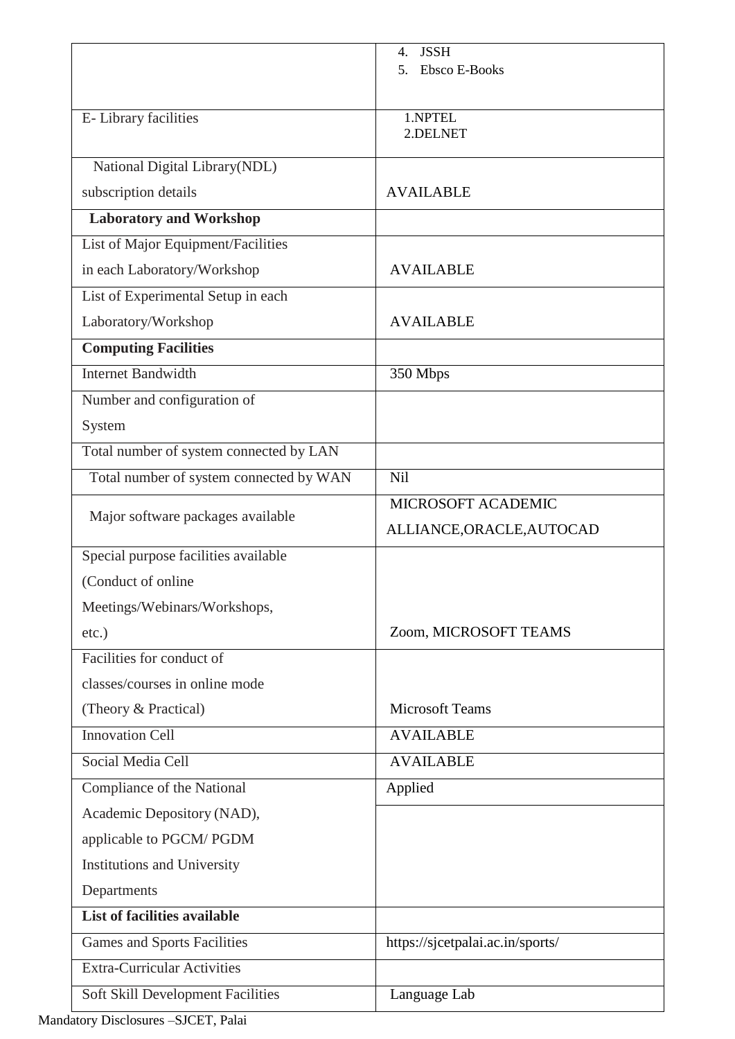| | |
|---|---|
| | 4. JSSH<br>5. Ebsco E-Books |
| E- Library facilities | 1.NPTEL<br>2.DELNET |
| National Digital Library(NDL) subscription details | AVAILABLE |
| **Laboratory and Workshop** | |
| List of Major Equipment/Facilities in each Laboratory/Workshop | AVAILABLE |
| List of Experimental Setup in each Laboratory/Workshop | AVAILABLE |
| **Computing Facilities** | |
| Internet Bandwidth | 350 Mbps |
| Number and configuration of System | |
| Total number of system connected by LAN | |
| Total number of system connected by WAN | Nil |
| Major software packages available | MICROSOFT ACADEMIC ALLIANCE,ORACLE,AUTOCAD |
| Special purpose facilities available (Conduct of online Meetings/Webinars/Workshops, etc.) | Zoom, MICROSOFT TEAMS |
| Facilities for conduct of classes/courses in online mode (Theory & Practical) | Microsoft Teams |
| Innovation Cell | AVAILABLE |
| Social Media Cell | AVAILABLE |
| Compliance of the National Academic Depository (NAD), applicable to PGCM/ PGDM Institutions and University Departments | Applied |
| **List of facilities available** | |
| Games and Sports Facilities | https://sjcetpalai.ac.in/sports/ |
| Extra-Curricular Activities | |
| Soft Skill Development Facilities | Language Lab |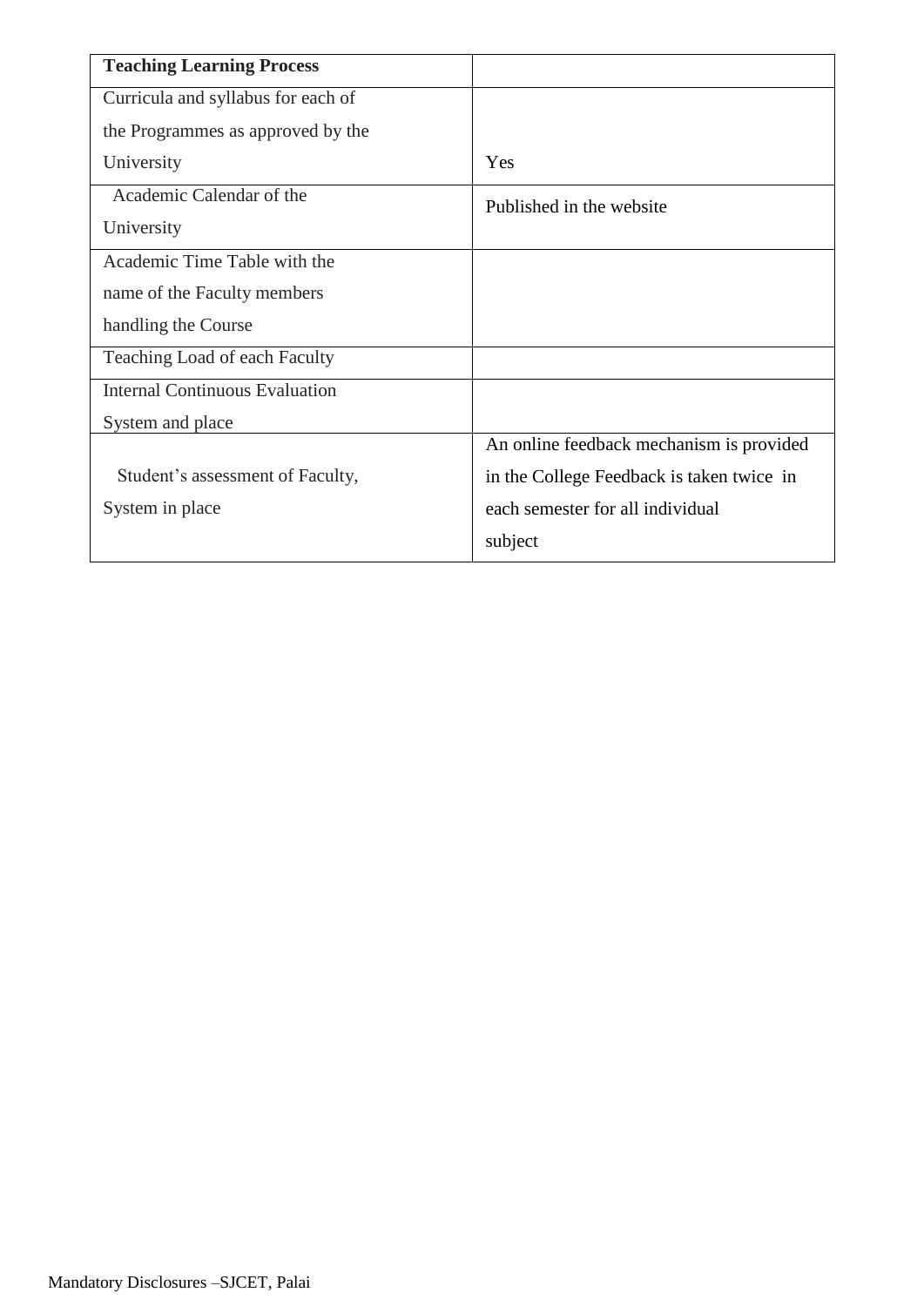| | |
|---|---|
| **Teaching Learning Process** | |
| Curricula and syllabus for each of the Programmes as approved by the University | Yes |
| Academic Calendar of the University | Published in the website |
| Academic Time Table with the name of the Faculty members handling the Course | |
| Teaching Load of each Faculty | |
| Internal Continuous Evaluation System and place | |
| Student's assessment of Faculty, System in place | An online feedback mechanism is provided in the College Feedback is taken twice in each semester for all individual subject |